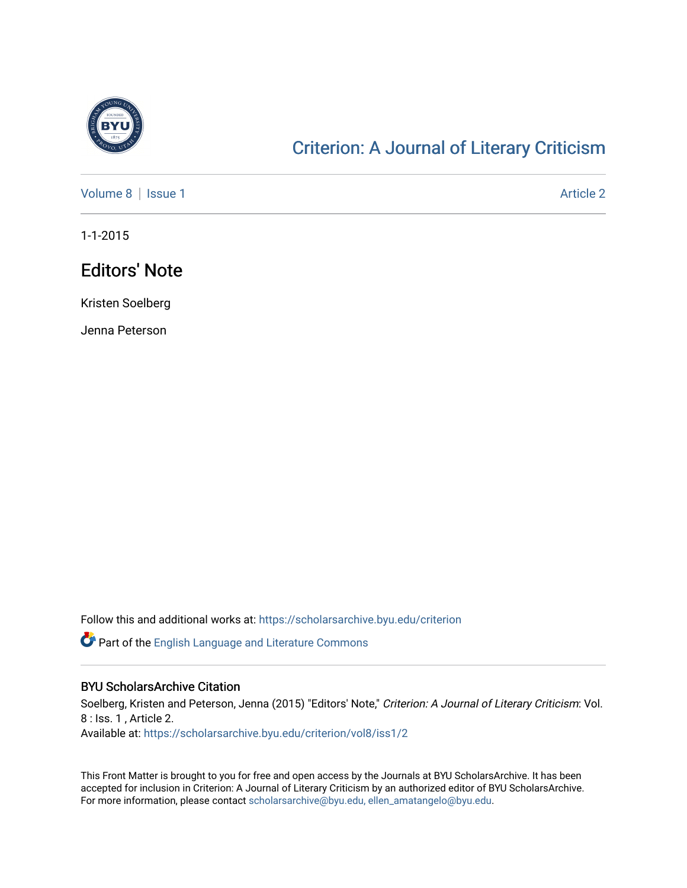[Criterion: A Journal of Literary Criticism](https://scholarsarchive.byu.edu/criterion)

Volume 8 | Issue 1 Article 2

1-1-2015

# Editors' Note

Kristen Soelberg

Jenna Peterson

Follow this and additional works at: https://scholarsarchive.byu.edu/criterion

Part of the English Language and Literature Commons

## BYU ScholarsArchive Citation

Soelberg, Kristen and Peterson, Jenna (2015) "Editors' Note," *Criterion: A Journal of Literary Criticism*: Vol. 8 : Iss. 1 , Article 2.
Available at: https://scholarsarchive.byu.edu/criterion/vol8/iss1/2

This Front Matter is brought to you for free and open access by the Journals at BYU ScholarsArchive. It has been accepted for inclusion in Criterion: A Journal of Literary Criticism by an authorized editor of BYU ScholarsArchive. For more information, please contact scholarsarchive@byu.edu, ellen_amatangelo@byu.edu.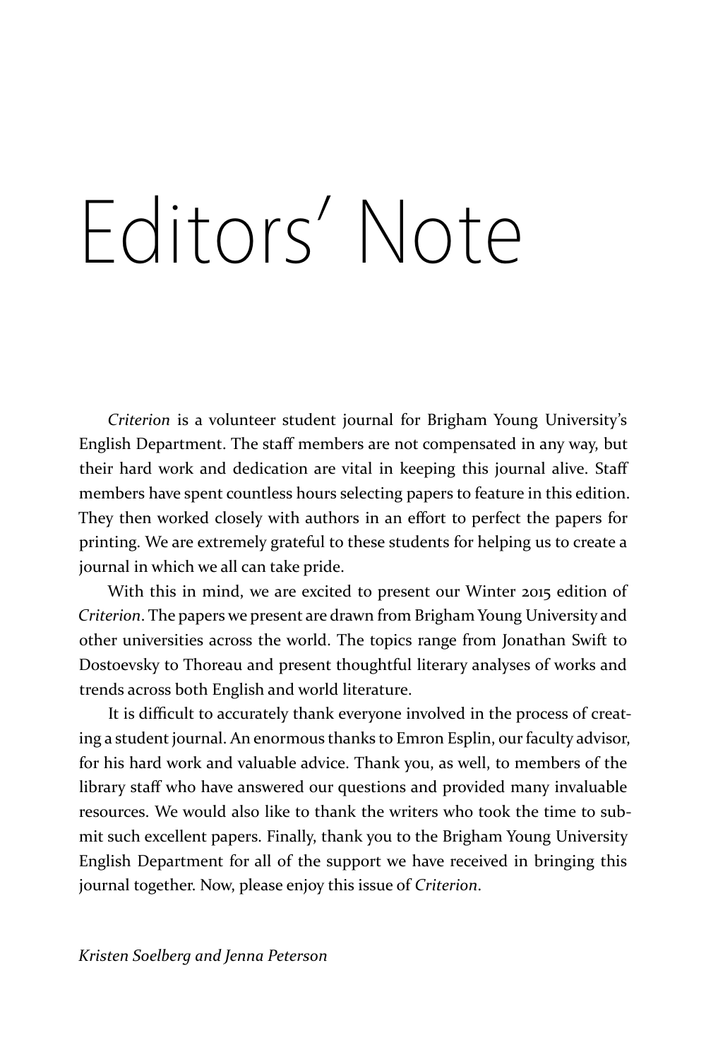# Editors' Note

*Criterion* is a volunteer student journal for Brigham Young University's English Department. The staff members are not compensated in any way, but their hard work and dedication are vital in keeping this journal alive. Staff members have spent countless hours selecting papers to feature in this edition. They then worked closely with authors in an effort to perfect the papers for printing. We are extremely grateful to these students for helping us to create a journal in which we all can take pride.

With this in mind, we are excited to present our Winter 2015 edition of *Criterion*. The papers we present are drawn from Brigham Young University and other universities across the world. The topics range from Jonathan Swift to Dostoevsky to Thoreau and present thoughtful literary analyses of works and trends across both English and world literature.

It is difficult to accurately thank everyone involved in the process of creating a student journal. An enormous thanks to Emron Esplin, our faculty advisor, for his hard work and valuable advice. Thank you, as well, to members of the library staff who have answered our questions and provided many invaluable resources. We would also like to thank the writers who took the time to submit such excellent papers. Finally, thank you to the Brigham Young University English Department for all of the support we have received in bringing this journal together. Now, please enjoy this issue of *Criterion*.

*Kristen Soelberg and Jenna Peterson*